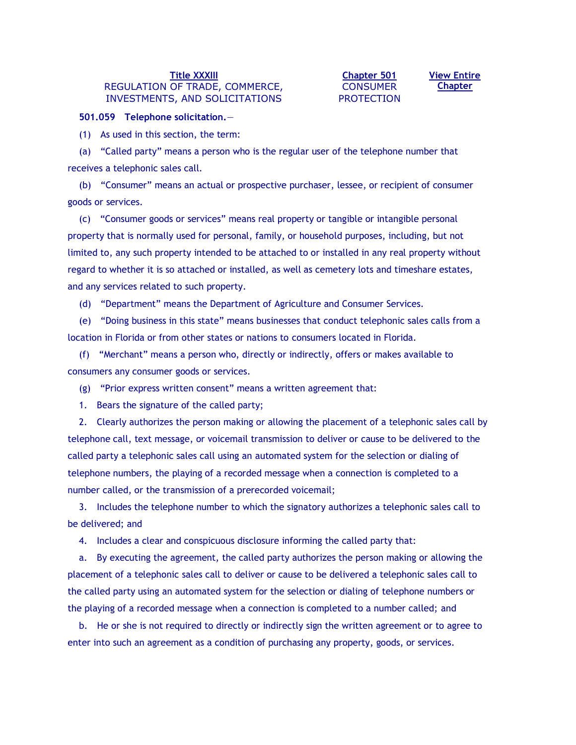**Title XXXIII**
REGULATION OF TRADE, COMMERCE, INVESTMENTS, AND SOLICITATIONS

**Chapter 501**
CONSUMER PROTECTION

**View Entire Chapter**

**501.059 Telephone solicitation.**—

(1) As used in this section, the term:

(a) "Called party" means a person who is the regular user of the telephone number that receives a telephonic sales call.

(b) "Consumer" means an actual or prospective purchaser, lessee, or recipient of consumer goods or services.

(c) "Consumer goods or services" means real property or tangible or intangible personal property that is normally used for personal, family, or household purposes, including, but not limited to, any such property intended to be attached to or installed in any real property without regard to whether it is so attached or installed, as well as cemetery lots and timeshare estates, and any services related to such property.

(d) "Department" means the Department of Agriculture and Consumer Services.

(e) "Doing business in this state" means businesses that conduct telephonic sales calls from a location in Florida or from other states or nations to consumers located in Florida.

(f) "Merchant" means a person who, directly or indirectly, offers or makes available to consumers any consumer goods or services.

(g) "Prior express written consent" means a written agreement that:

1. Bears the signature of the called party;

2. Clearly authorizes the person making or allowing the placement of a telephonic sales call by telephone call, text message, or voicemail transmission to deliver or cause to be delivered to the called party a telephonic sales call using an automated system for the selection or dialing of telephone numbers, the playing of a recorded message when a connection is completed to a number called, or the transmission of a prerecorded voicemail;

3. Includes the telephone number to which the signatory authorizes a telephonic sales call to be delivered; and

4. Includes a clear and conspicuous disclosure informing the called party that:

a. By executing the agreement, the called party authorizes the person making or allowing the placement of a telephonic sales call to deliver or cause to be delivered a telephonic sales call to the called party using an automated system for the selection or dialing of telephone numbers or the playing of a recorded message when a connection is completed to a number called; and

b. He or she is not required to directly or indirectly sign the written agreement or to agree to enter into such an agreement as a condition of purchasing any property, goods, or services.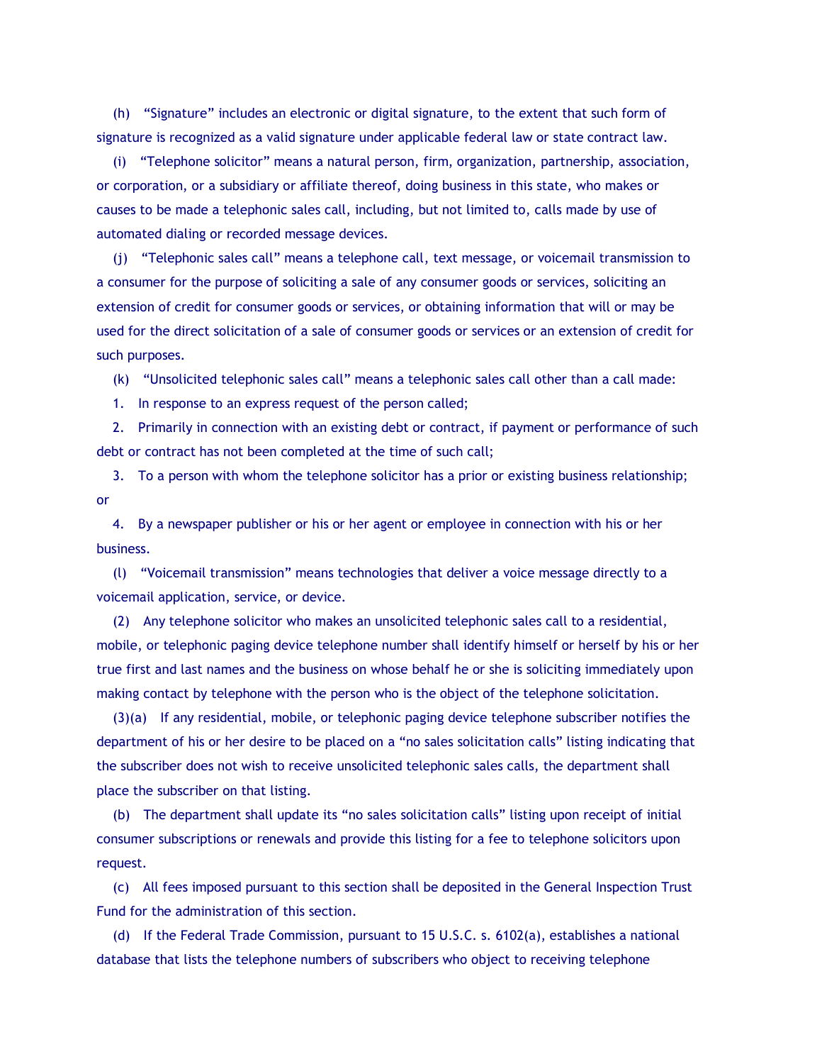(h) “Signature” includes an electronic or digital signature, to the extent that such form of signature is recognized as a valid signature under applicable federal law or state contract law.

(i) “Telephone solicitor” means a natural person, firm, organization, partnership, association, or corporation, or a subsidiary or affiliate thereof, doing business in this state, who makes or causes to be made a telephonic sales call, including, but not limited to, calls made by use of automated dialing or recorded message devices.

(j) “Telephonic sales call” means a telephone call, text message, or voicemail transmission to a consumer for the purpose of soliciting a sale of any consumer goods or services, soliciting an extension of credit for consumer goods or services, or obtaining information that will or may be used for the direct solicitation of a sale of consumer goods or services or an extension of credit for such purposes.

(k) “Unsolicited telephonic sales call” means a telephonic sales call other than a call made:

1. In response to an express request of the person called;

2. Primarily in connection with an existing debt or contract, if payment or performance of such debt or contract has not been completed at the time of such call;

3. To a person with whom the telephone solicitor has a prior or existing business relationship; or

4. By a newspaper publisher or his or her agent or employee in connection with his or her business.

(l) “Voicemail transmission” means technologies that deliver a voice message directly to a voicemail application, service, or device.

(2) Any telephone solicitor who makes an unsolicited telephonic sales call to a residential, mobile, or telephonic paging device telephone number shall identify himself or herself by his or her true first and last names and the business on whose behalf he or she is soliciting immediately upon making contact by telephone with the person who is the object of the telephone solicitation.

(3)(a) If any residential, mobile, or telephonic paging device telephone subscriber notifies the department of his or her desire to be placed on a “no sales solicitation calls” listing indicating that the subscriber does not wish to receive unsolicited telephonic sales calls, the department shall place the subscriber on that listing.

(b) The department shall update its “no sales solicitation calls” listing upon receipt of initial consumer subscriptions or renewals and provide this listing for a fee to telephone solicitors upon request.

(c) All fees imposed pursuant to this section shall be deposited in the General Inspection Trust Fund for the administration of this section.

(d) If the Federal Trade Commission, pursuant to 15 U.S.C. s. 6102(a), establishes a national database that lists the telephone numbers of subscribers who object to receiving telephone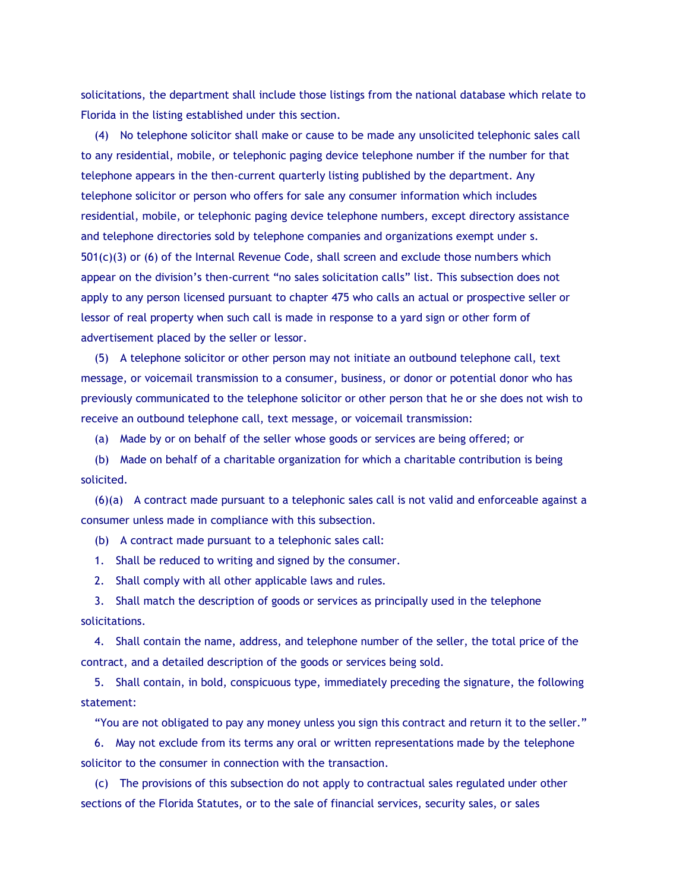solicitations, the department shall include those listings from the national database which relate to Florida in the listing established under this section.

(4) No telephone solicitor shall make or cause to be made any unsolicited telephonic sales call to any residential, mobile, or telephonic paging device telephone number if the number for that telephone appears in the then-current quarterly listing published by the department. Any telephone solicitor or person who offers for sale any consumer information which includes residential, mobile, or telephonic paging device telephone numbers, except directory assistance and telephone directories sold by telephone companies and organizations exempt under s. 501(c)(3) or (6) of the Internal Revenue Code, shall screen and exclude those numbers which appear on the division's then-current "no sales solicitation calls" list. This subsection does not apply to any person licensed pursuant to chapter 475 who calls an actual or prospective seller or lessor of real property when such call is made in response to a yard sign or other form of advertisement placed by the seller or lessor.

(5) A telephone solicitor or other person may not initiate an outbound telephone call, text message, or voicemail transmission to a consumer, business, or donor or potential donor who has previously communicated to the telephone solicitor or other person that he or she does not wish to receive an outbound telephone call, text message, or voicemail transmission:

(a) Made by or on behalf of the seller whose goods or services are being offered; or

(b) Made on behalf of a charitable organization for which a charitable contribution is being solicited.

(6)(a) A contract made pursuant to a telephonic sales call is not valid and enforceable against a consumer unless made in compliance with this subsection.

(b) A contract made pursuant to a telephonic sales call:

1. Shall be reduced to writing and signed by the consumer.

2. Shall comply with all other applicable laws and rules.

3. Shall match the description of goods or services as principally used in the telephone solicitations.

4. Shall contain the name, address, and telephone number of the seller, the total price of the contract, and a detailed description of the goods or services being sold.

5. Shall contain, in bold, conspicuous type, immediately preceding the signature, the following statement:

"You are not obligated to pay any money unless you sign this contract and return it to the seller."

6. May not exclude from its terms any oral or written representations made by the telephone solicitor to the consumer in connection with the transaction.

(c) The provisions of this subsection do not apply to contractual sales regulated under other sections of the Florida Statutes, or to the sale of financial services, security sales, or sales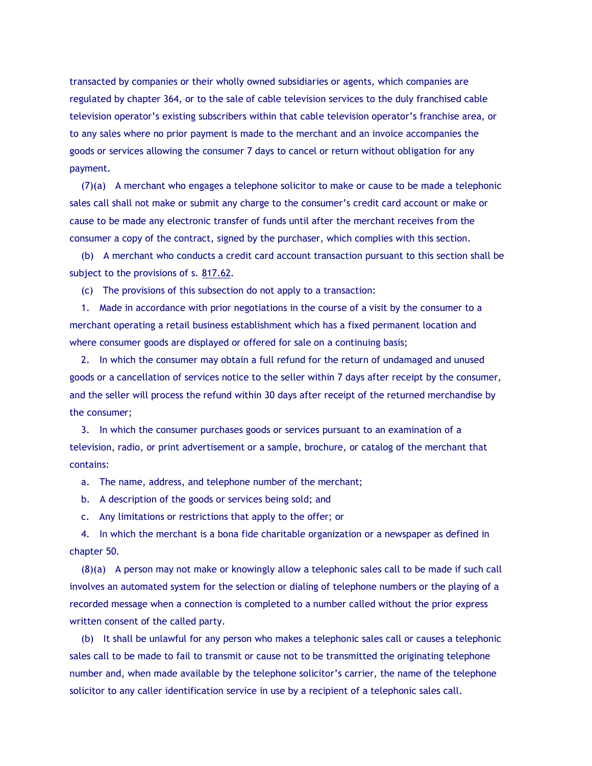transacted by companies or their wholly owned subsidiaries or agents, which companies are regulated by chapter 364, or to the sale of cable television services to the duly franchised cable television operator's existing subscribers within that cable television operator's franchise area, or to any sales where no prior payment is made to the merchant and an invoice accompanies the goods or services allowing the consumer 7 days to cancel or return without obligation for any payment.

(7)(a) A merchant who engages a telephone solicitor to make or cause to be made a telephonic sales call shall not make or submit any charge to the consumer's credit card account or make or cause to be made any electronic transfer of funds until after the merchant receives from the consumer a copy of the contract, signed by the purchaser, which complies with this section.

(b) A merchant who conducts a credit card account transaction pursuant to this section shall be subject to the provisions of s. 817.62.

(c) The provisions of this subsection do not apply to a transaction:

1. Made in accordance with prior negotiations in the course of a visit by the consumer to a merchant operating a retail business establishment which has a fixed permanent location and where consumer goods are displayed or offered for sale on a continuing basis;

2. In which the consumer may obtain a full refund for the return of undamaged and unused goods or a cancellation of services notice to the seller within 7 days after receipt by the consumer, and the seller will process the refund within 30 days after receipt of the returned merchandise by the consumer;

3. In which the consumer purchases goods or services pursuant to an examination of a television, radio, or print advertisement or a sample, brochure, or catalog of the merchant that contains:

a. The name, address, and telephone number of the merchant;

b. A description of the goods or services being sold; and

c. Any limitations or restrictions that apply to the offer; or

4. In which the merchant is a bona fide charitable organization or a newspaper as defined in chapter 50.

(8)(a) A person may not make or knowingly allow a telephonic sales call to be made if such call involves an automated system for the selection or dialing of telephone numbers or the playing of a recorded message when a connection is completed to a number called without the prior express written consent of the called party.

(b) It shall be unlawful for any person who makes a telephonic sales call or causes a telephonic sales call to be made to fail to transmit or cause not to be transmitted the originating telephone number and, when made available by the telephone solicitor's carrier, the name of the telephone solicitor to any caller identification service in use by a recipient of a telephonic sales call.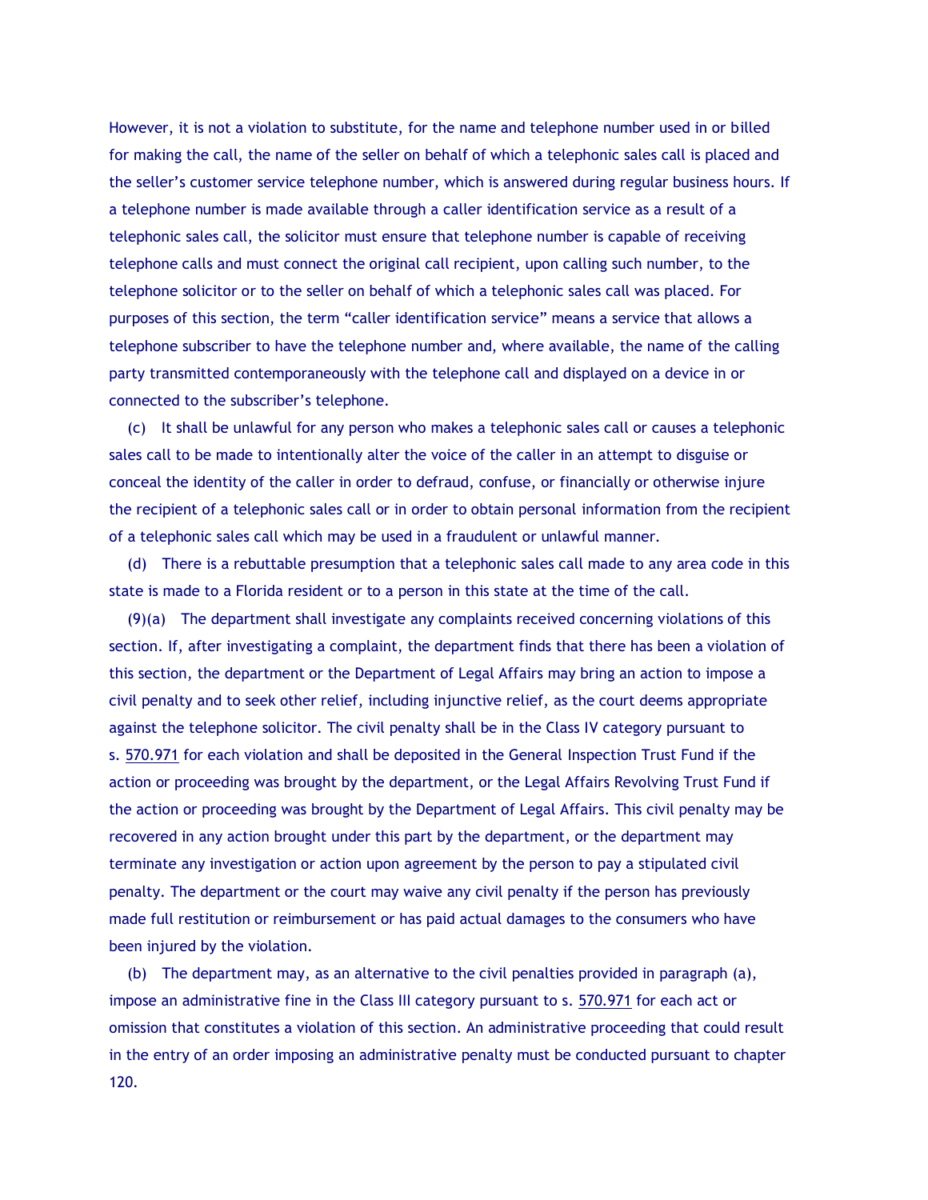However, it is not a violation to substitute, for the name and telephone number used in or billed for making the call, the name of the seller on behalf of which a telephonic sales call is placed and the seller's customer service telephone number, which is answered during regular business hours. If a telephone number is made available through a caller identification service as a result of a telephonic sales call, the solicitor must ensure that telephone number is capable of receiving telephone calls and must connect the original call recipient, upon calling such number, to the telephone solicitor or to the seller on behalf of which a telephonic sales call was placed. For purposes of this section, the term "caller identification service" means a service that allows a telephone subscriber to have the telephone number and, where available, the name of the calling party transmitted contemporaneously with the telephone call and displayed on a device in or connected to the subscriber's telephone.

(c) It shall be unlawful for any person who makes a telephonic sales call or causes a telephonic sales call to be made to intentionally alter the voice of the caller in an attempt to disguise or conceal the identity of the caller in order to defraud, confuse, or financially or otherwise injure the recipient of a telephonic sales call or in order to obtain personal information from the recipient of a telephonic sales call which may be used in a fraudulent or unlawful manner.

(d) There is a rebuttable presumption that a telephonic sales call made to any area code in this state is made to a Florida resident or to a person in this state at the time of the call.

(9)(a) The department shall investigate any complaints received concerning violations of this section. If, after investigating a complaint, the department finds that there has been a violation of this section, the department or the Department of Legal Affairs may bring an action to impose a civil penalty and to seek other relief, including injunctive relief, as the court deems appropriate against the telephone solicitor. The civil penalty shall be in the Class IV category pursuant to s. 570.971 for each violation and shall be deposited in the General Inspection Trust Fund if the action or proceeding was brought by the department, or the Legal Affairs Revolving Trust Fund if the action or proceeding was brought by the Department of Legal Affairs. This civil penalty may be recovered in any action brought under this part by the department, or the department may terminate any investigation or action upon agreement by the person to pay a stipulated civil penalty. The department or the court may waive any civil penalty if the person has previously made full restitution or reimbursement or has paid actual damages to the consumers who have been injured by the violation.

(b) The department may, as an alternative to the civil penalties provided in paragraph (a), impose an administrative fine in the Class III category pursuant to s. 570.971 for each act or omission that constitutes a violation of this section. An administrative proceeding that could result in the entry of an order imposing an administrative penalty must be conducted pursuant to chapter 120.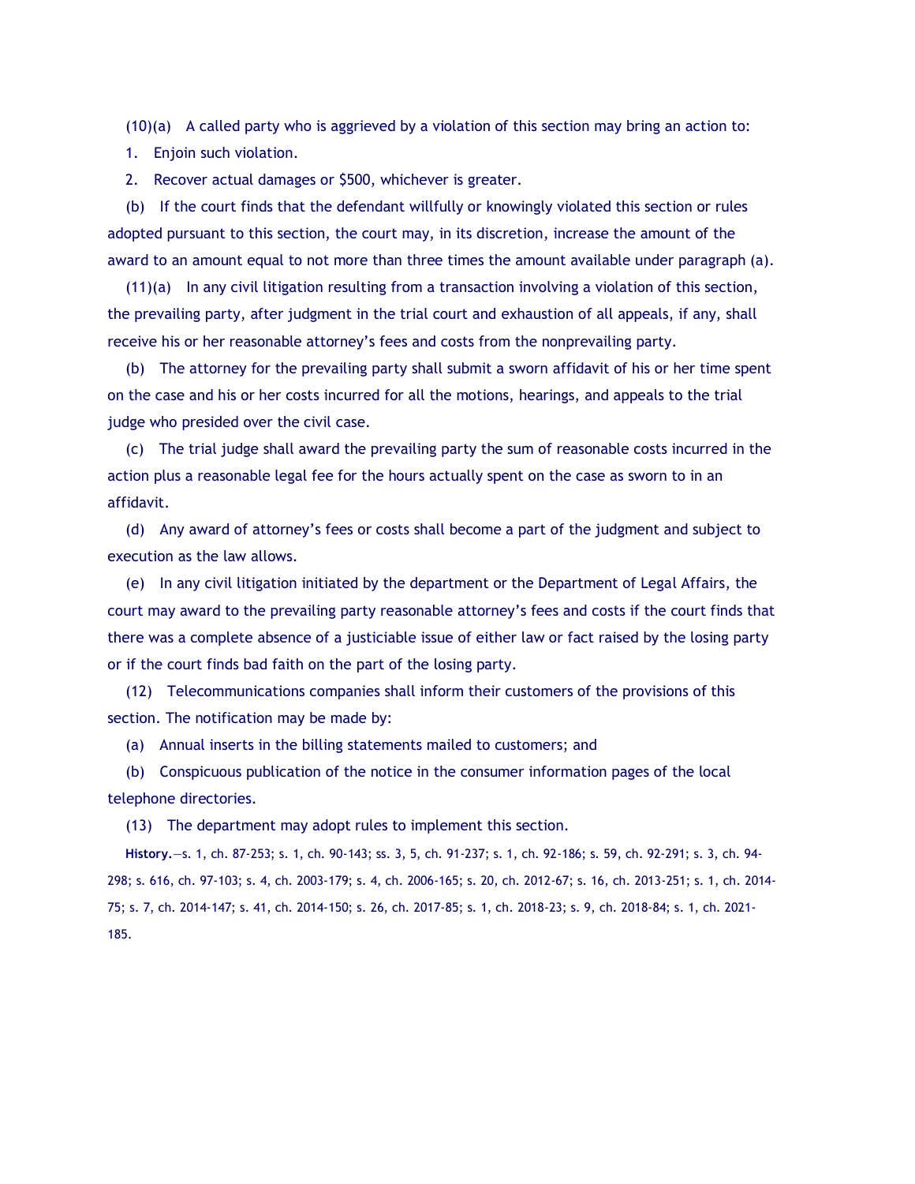(10)(a) A called party who is aggrieved by a violation of this section may bring an action to:

1. Enjoin such violation.

2. Recover actual damages or $500, whichever is greater.

(b) If the court finds that the defendant willfully or knowingly violated this section or rules adopted pursuant to this section, the court may, in its discretion, increase the amount of the award to an amount equal to not more than three times the amount available under paragraph (a).

(11)(a) In any civil litigation resulting from a transaction involving a violation of this section, the prevailing party, after judgment in the trial court and exhaustion of all appeals, if any, shall receive his or her reasonable attorney's fees and costs from the nonprevailing party.

(b) The attorney for the prevailing party shall submit a sworn affidavit of his or her time spent on the case and his or her costs incurred for all the motions, hearings, and appeals to the trial judge who presided over the civil case.

(c) The trial judge shall award the prevailing party the sum of reasonable costs incurred in the action plus a reasonable legal fee for the hours actually spent on the case as sworn to in an affidavit.

(d) Any award of attorney's fees or costs shall become a part of the judgment and subject to execution as the law allows.

(e) In any civil litigation initiated by the department or the Department of Legal Affairs, the court may award to the prevailing party reasonable attorney's fees and costs if the court finds that there was a complete absence of a justiciable issue of either law or fact raised by the losing party or if the court finds bad faith on the part of the losing party.

(12) Telecommunications companies shall inform their customers of the provisions of this section. The notification may be made by:

(a) Annual inserts in the billing statements mailed to customers; and

(b) Conspicuous publication of the notice in the consumer information pages of the local telephone directories.

(13) The department may adopt rules to implement this section.

**History.**—s. 1, ch. 87-253; s. 1, ch. 90-143; ss. 3, 5, ch. 91-237; s. 1, ch. 92-186; s. 59, ch. 92-291; s. 3, ch. 94-298; s. 616, ch. 97-103; s. 4, ch. 2003-179; s. 4, ch. 2006-165; s. 20, ch. 2012-67; s. 16, ch. 2013-251; s. 1, ch. 2014-75; s. 7, ch. 2014-147; s. 41, ch. 2014-150; s. 26, ch. 2017-85; s. 1, ch. 2018-23; s. 9, ch. 2018-84; s. 1, ch. 2021-185.